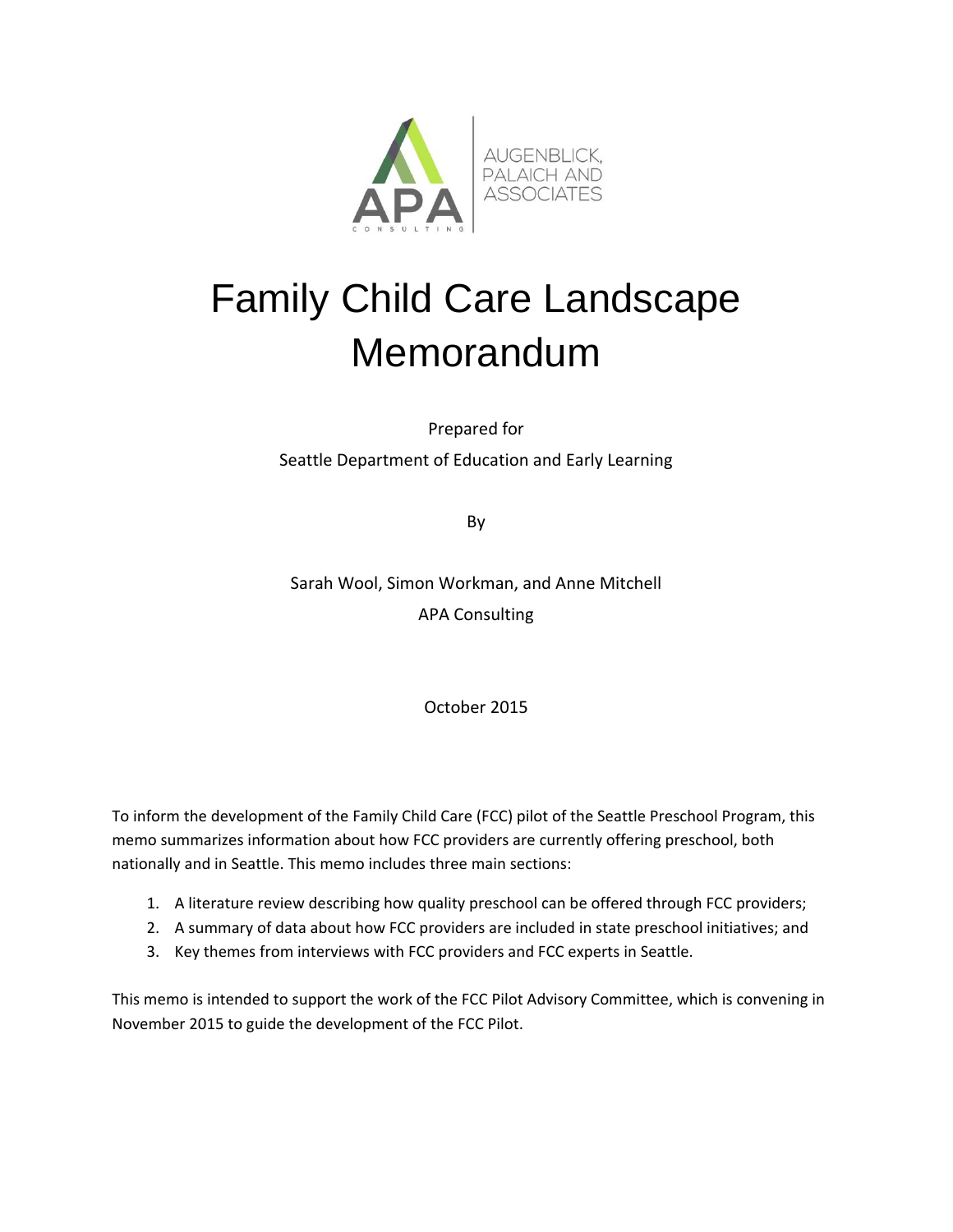AUGENBLICK, PALAICH AND ASSOCIATES

APA CONSULTING

# Family Child Care Landscape Memorandum

Prepared for

Seattle Department of Education and Early Learning

By

Sarah Wool, Simon Workman, and Anne Mitchell

APA Consulting

October 2015

To inform the development of the Family Child Care (FCC) pilot of the Seattle Preschool Program, this memo summarizes information about how FCC providers are currently offering preschool, both nationally and in Seattle. This memo includes three main sections:

1. A literature review describing how quality preschool can be offered through FCC providers;
2. A summary of data about how FCC providers are included in state preschool initiatives; and
3. Key themes from interviews with FCC providers and FCC experts in Seattle.

This memo is intended to support the work of the FCC Pilot Advisory Committee, which is convening in November 2015 to guide the development of the FCC Pilot.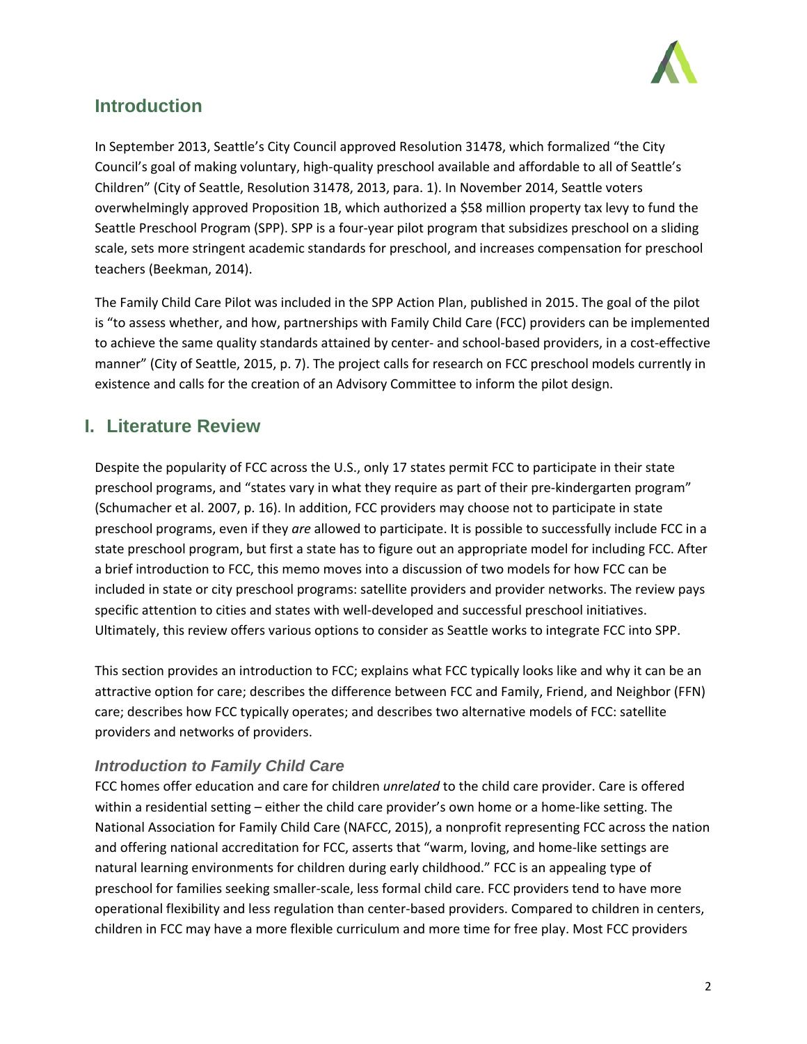## Introduction

In September 2013, Seattle's City Council approved Resolution 31478, which formalized "the City Council's goal of making voluntary, high-quality preschool available and affordable to all of Seattle's Children" (City of Seattle, Resolution 31478, 2013, para. 1). In November 2014, Seattle voters overwhelmingly approved Proposition 1B, which authorized a $58 million property tax levy to fund the Seattle Preschool Program (SPP). SPP is a four-year pilot program that subsidizes preschool on a sliding scale, sets more stringent academic standards for preschool, and increases compensation for preschool teachers (Beekman, 2014).

The Family Child Care Pilot was included in the SPP Action Plan, published in 2015. The goal of the pilot is "to assess whether, and how, partnerships with Family Child Care (FCC) providers can be implemented to achieve the same quality standards attained by center- and school-based providers, in a cost-effective manner" (City of Seattle, 2015, p. 7). The project calls for research on FCC preschool models currently in existence and calls for the creation of an Advisory Committee to inform the pilot design.

## I. Literature Review

Despite the popularity of FCC across the U.S., only 17 states permit FCC to participate in their state preschool programs, and "states vary in what they require as part of their pre-kindergarten program" (Schumacher et al. 2007, p. 16). In addition, FCC providers may choose not to participate in state preschool programs, even if they *are* allowed to participate. It is possible to successfully include FCC in a state preschool program, but first a state has to figure out an appropriate model for including FCC. After a brief introduction to FCC, this memo moves into a discussion of two models for how FCC can be included in state or city preschool programs: satellite providers and provider networks. The review pays specific attention to cities and states with well-developed and successful preschool initiatives. Ultimately, this review offers various options to consider as Seattle works to integrate FCC into SPP.

This section provides an introduction to FCC; explains what FCC typically looks like and why it can be an attractive option for care; describes the difference between FCC and Family, Friend, and Neighbor (FFN) care; describes how FCC typically operates; and describes two alternative models of FCC: satellite providers and networks of providers.

### *Introduction to Family Child Care*

FCC homes offer education and care for children *unrelated* to the child care provider. Care is offered within a residential setting – either the child care provider's own home or a home-like setting. The National Association for Family Child Care (NAFCC, 2015), a nonprofit representing FCC across the nation and offering national accreditation for FCC, asserts that "warm, loving, and home-like settings are natural learning environments for children during early childhood." FCC is an appealing type of preschool for families seeking smaller-scale, less formal child care. FCC providers tend to have more operational flexibility and less regulation than center-based providers. Compared to children in centers, children in FCC may have a more flexible curriculum and more time for free play. Most FCC providers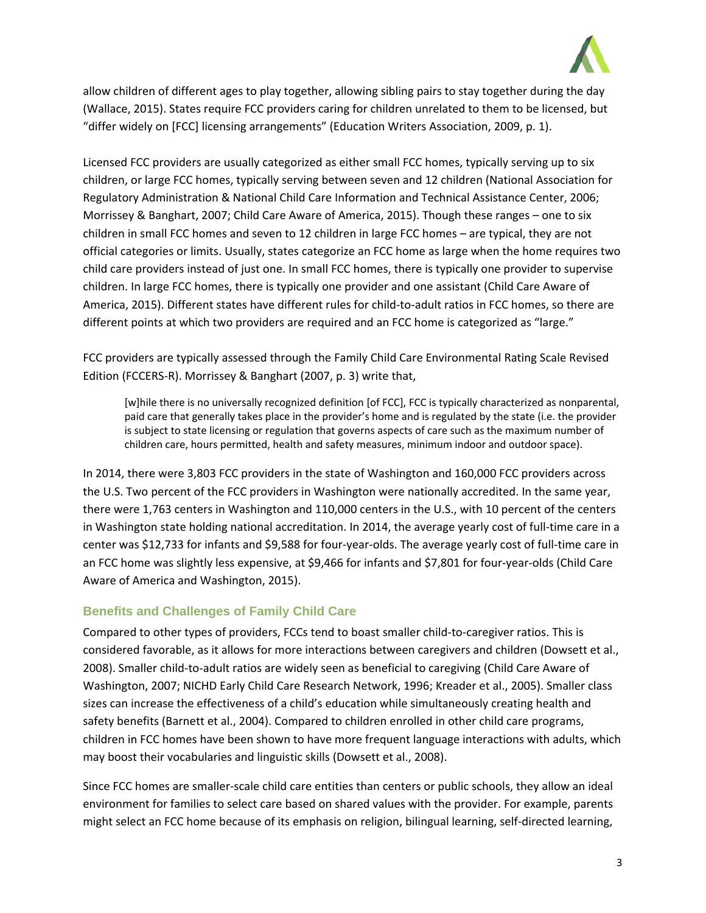allow children of different ages to play together, allowing sibling pairs to stay together during the day (Wallace, 2015). States require FCC providers caring for children unrelated to them to be licensed, but "differ widely on [FCC] licensing arrangements" (Education Writers Association, 2009, p. 1).

Licensed FCC providers are usually categorized as either small FCC homes, typically serving up to six children, or large FCC homes, typically serving between seven and 12 children (National Association for Regulatory Administration & National Child Care Information and Technical Assistance Center, 2006; Morrissey & Banghart, 2007; Child Care Aware of America, 2015). Though these ranges – one to six children in small FCC homes and seven to 12 children in large FCC homes – are typical, they are not official categories or limits. Usually, states categorize an FCC home as large when the home requires two child care providers instead of just one. In small FCC homes, there is typically one provider to supervise children. In large FCC homes, there is typically one provider and one assistant (Child Care Aware of America, 2015). Different states have different rules for child-to-adult ratios in FCC homes, so there are different points at which two providers are required and an FCC home is categorized as "large."

FCC providers are typically assessed through the Family Child Care Environmental Rating Scale Revised Edition (FCCERS-R). Morrissey & Banghart (2007, p. 3) write that,

> [w]hile there is no universally recognized definition [of FCC], FCC is typically characterized as nonparental, paid care that generally takes place in the provider's home and is regulated by the state (i.e. the provider is subject to state licensing or regulation that governs aspects of care such as the maximum number of children care, hours permitted, health and safety measures, minimum indoor and outdoor space).

In 2014, there were 3,803 FCC providers in the state of Washington and 160,000 FCC providers across the U.S. Two percent of the FCC providers in Washington were nationally accredited. In the same year, there were 1,763 centers in Washington and 110,000 centers in the U.S., with 10 percent of the centers in Washington state holding national accreditation. In 2014, the average yearly cost of full-time care in a center was $12,733 for infants and $9,588 for four-year-olds. The average yearly cost of full-time care in an FCC home was slightly less expensive, at $9,466 for infants and $7,801 for four-year-olds (Child Care Aware of America and Washington, 2015).

## Benefits and Challenges of Family Child Care

Compared to other types of providers, FCCs tend to boast smaller child-to-caregiver ratios. This is considered favorable, as it allows for more interactions between caregivers and children (Dowsett et al., 2008). Smaller child-to-adult ratios are widely seen as beneficial to caregiving (Child Care Aware of Washington, 2007; NICHD Early Child Care Research Network, 1996; Kreader et al., 2005). Smaller class sizes can increase the effectiveness of a child's education while simultaneously creating health and safety benefits (Barnett et al., 2004). Compared to children enrolled in other child care programs, children in FCC homes have been shown to have more frequent language interactions with adults, which may boost their vocabularies and linguistic skills (Dowsett et al., 2008).

Since FCC homes are smaller-scale child care entities than centers or public schools, they allow an ideal environment for families to select care based on shared values with the provider. For example, parents might select an FCC home because of its emphasis on religion, bilingual learning, self-directed learning,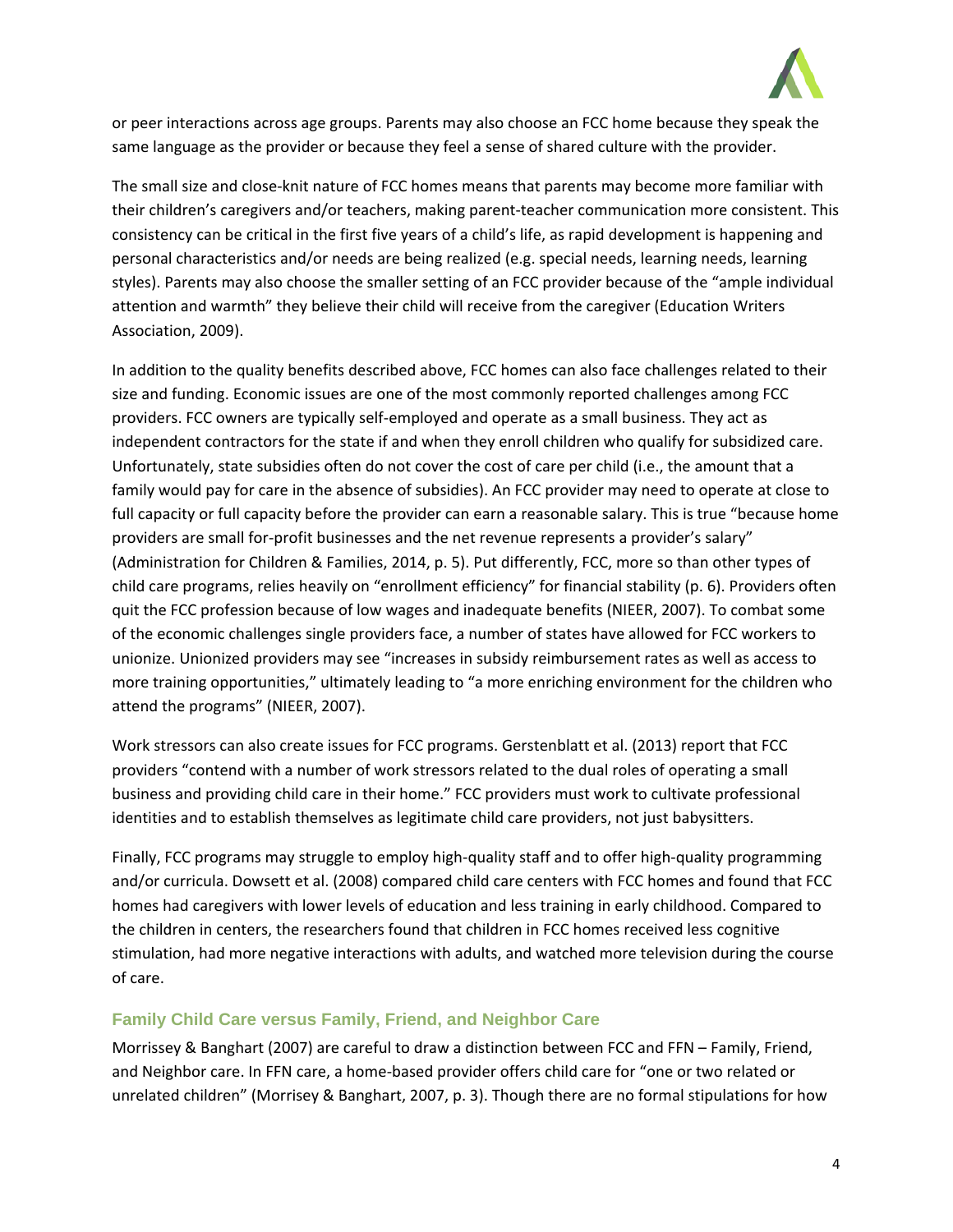or peer interactions across age groups. Parents may also choose an FCC home because they speak the same language as the provider or because they feel a sense of shared culture with the provider.

The small size and close-knit nature of FCC homes means that parents may become more familiar with their children's caregivers and/or teachers, making parent-teacher communication more consistent. This consistency can be critical in the first five years of a child's life, as rapid development is happening and personal characteristics and/or needs are being realized (e.g. special needs, learning needs, learning styles). Parents may also choose the smaller setting of an FCC provider because of the "ample individual attention and warmth" they believe their child will receive from the caregiver (Education Writers Association, 2009).

In addition to the quality benefits described above, FCC homes can also face challenges related to their size and funding. Economic issues are one of the most commonly reported challenges among FCC providers. FCC owners are typically self-employed and operate as a small business. They act as independent contractors for the state if and when they enroll children who qualify for subsidized care. Unfortunately, state subsidies often do not cover the cost of care per child (i.e., the amount that a family would pay for care in the absence of subsidies). An FCC provider may need to operate at close to full capacity or full capacity before the provider can earn a reasonable salary. This is true "because home providers are small for-profit businesses and the net revenue represents a provider's salary" (Administration for Children & Families, 2014, p. 5). Put differently, FCC, more so than other types of child care programs, relies heavily on "enrollment efficiency" for financial stability (p. 6). Providers often quit the FCC profession because of low wages and inadequate benefits (NIEER, 2007). To combat some of the economic challenges single providers face, a number of states have allowed for FCC workers to unionize. Unionized providers may see "increases in subsidy reimbursement rates as well as access to more training opportunities," ultimately leading to "a more enriching environment for the children who attend the programs" (NIEER, 2007).

Work stressors can also create issues for FCC programs. Gerstenblatt et al. (2013) report that FCC providers "contend with a number of work stressors related to the dual roles of operating a small business and providing child care in their home." FCC providers must work to cultivate professional identities and to establish themselves as legitimate child care providers, not just babysitters.

Finally, FCC programs may struggle to employ high-quality staff and to offer high-quality programming and/or curricula. Dowsett et al. (2008) compared child care centers with FCC homes and found that FCC homes had caregivers with lower levels of education and less training in early childhood. Compared to the children in centers, the researchers found that children in FCC homes received less cognitive stimulation, had more negative interactions with adults, and watched more television during the course of care.

### Family Child Care versus Family, Friend, and Neighbor Care

Morrissey & Banghart (2007) are careful to draw a distinction between FCC and FFN – Family, Friend, and Neighbor care. In FFN care, a home-based provider offers child care for "one or two related or unrelated children" (Morrisey & Banghart, 2007, p. 3). Though there are no formal stipulations for how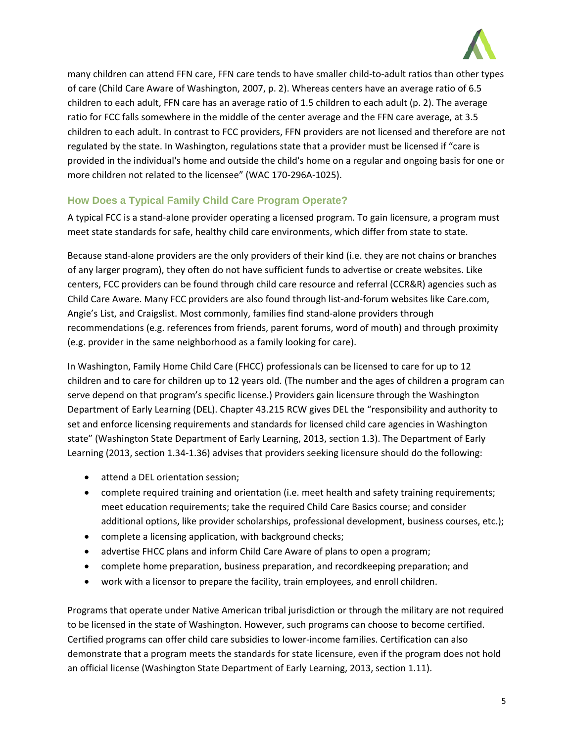many children can attend FFN care, FFN care tends to have smaller child-to-adult ratios than other types of care (Child Care Aware of Washington, 2007, p. 2). Whereas centers have an average ratio of 6.5 children to each adult, FFN care has an average ratio of 1.5 children to each adult (p. 2). The average ratio for FCC falls somewhere in the middle of the center average and the FFN care average, at 3.5 children to each adult. In contrast to FCC providers, FFN providers are not licensed and therefore are not regulated by the state. In Washington, regulations state that a provider must be licensed if "care is provided in the individual's home and outside the child's home on a regular and ongoing basis for one or more children not related to the licensee" (WAC 170-296A-1025).

### How Does a Typical Family Child Care Program Operate?

A typical FCC is a stand-alone provider operating a licensed program. To gain licensure, a program must meet state standards for safe, healthy child care environments, which differ from state to state.

Because stand-alone providers are the only providers of their kind (i.e. they are not chains or branches of any larger program), they often do not have sufficient funds to advertise or create websites. Like centers, FCC providers can be found through child care resource and referral (CCR&R) agencies such as Child Care Aware. Many FCC providers are also found through list-and-forum websites like Care.com, Angie's List, and Craigslist. Most commonly, families find stand-alone providers through recommendations (e.g. references from friends, parent forums, word of mouth) and through proximity (e.g. provider in the same neighborhood as a family looking for care).

In Washington, Family Home Child Care (FHCC) professionals can be licensed to care for up to 12 children and to care for children up to 12 years old. (The number and the ages of children a program can serve depend on that program's specific license.) Providers gain licensure through the Washington Department of Early Learning (DEL). Chapter 43.215 RCW gives DEL the "responsibility and authority to set and enforce licensing requirements and standards for licensed child care agencies in Washington state" (Washington State Department of Early Learning, 2013, section 1.3). The Department of Early Learning (2013, section 1.34-1.36) advises that providers seeking licensure should do the following:

- attend a DEL orientation session;
- complete required training and orientation (i.e. meet health and safety training requirements; meet education requirements; take the required Child Care Basics course; and consider additional options, like provider scholarships, professional development, business courses, etc.);
- complete a licensing application, with background checks;
- advertise FHCC plans and inform Child Care Aware of plans to open a program;
- complete home preparation, business preparation, and recordkeeping preparation; and
- work with a licensor to prepare the facility, train employees, and enroll children.

Programs that operate under Native American tribal jurisdiction or through the military are not required to be licensed in the state of Washington. However, such programs can choose to become certified. Certified programs can offer child care subsidies to lower-income families. Certification can also demonstrate that a program meets the standards for state licensure, even if the program does not hold an official license (Washington State Department of Early Learning, 2013, section 1.11).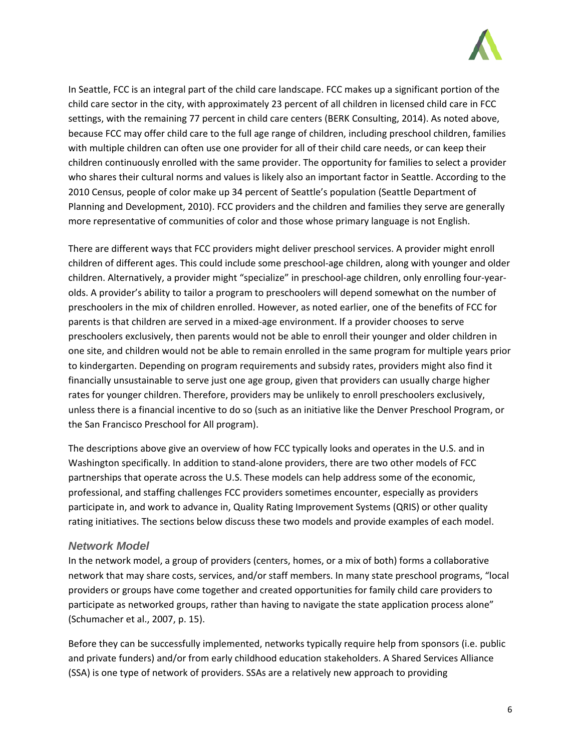In Seattle, FCC is an integral part of the child care landscape. FCC makes up a significant portion of the child care sector in the city, with approximately 23 percent of all children in licensed child care in FCC settings, with the remaining 77 percent in child care centers (BERK Consulting, 2014). As noted above, because FCC may offer child care to the full age range of children, including preschool children, families with multiple children can often use one provider for all of their child care needs, or can keep their children continuously enrolled with the same provider. The opportunity for families to select a provider who shares their cultural norms and values is likely also an important factor in Seattle. According to the 2010 Census, people of color make up 34 percent of Seattle's population (Seattle Department of Planning and Development, 2010). FCC providers and the children and families they serve are generally more representative of communities of color and those whose primary language is not English.

There are different ways that FCC providers might deliver preschool services. A provider might enroll children of different ages. This could include some preschool-age children, along with younger and older children. Alternatively, a provider might "specialize" in preschool-age children, only enrolling four-year-olds. A provider's ability to tailor a program to preschoolers will depend somewhat on the number of preschoolers in the mix of children enrolled. However, as noted earlier, one of the benefits of FCC for parents is that children are served in a mixed-age environment. If a provider chooses to serve preschoolers exclusively, then parents would not be able to enroll their younger and older children in one site, and children would not be able to remain enrolled in the same program for multiple years prior to kindergarten. Depending on program requirements and subsidy rates, providers might also find it financially unsustainable to serve just one age group, given that providers can usually charge higher rates for younger children. Therefore, providers may be unlikely to enroll preschoolers exclusively, unless there is a financial incentive to do so (such as an initiative like the Denver Preschool Program, or the San Francisco Preschool for All program).

The descriptions above give an overview of how FCC typically looks and operates in the U.S. and in Washington specifically. In addition to stand-alone providers, there are two other models of FCC partnerships that operate across the U.S. These models can help address some of the economic, professional, and staffing challenges FCC providers sometimes encounter, especially as providers participate in, and work to advance in, Quality Rating Improvement Systems (QRIS) or other quality rating initiatives. The sections below discuss these two models and provide examples of each model.

### *Network Model*

In the network model, a group of providers (centers, homes, or a mix of both) forms a collaborative network that may share costs, services, and/or staff members. In many state preschool programs, "local providers or groups have come together and created opportunities for family child care providers to participate as networked groups, rather than having to navigate the state application process alone" (Schumacher et al., 2007, p. 15).

Before they can be successfully implemented, networks typically require help from sponsors (i.e. public and private funders) and/or from early childhood education stakeholders. A Shared Services Alliance (SSA) is one type of network of providers. SSAs are a relatively new approach to providing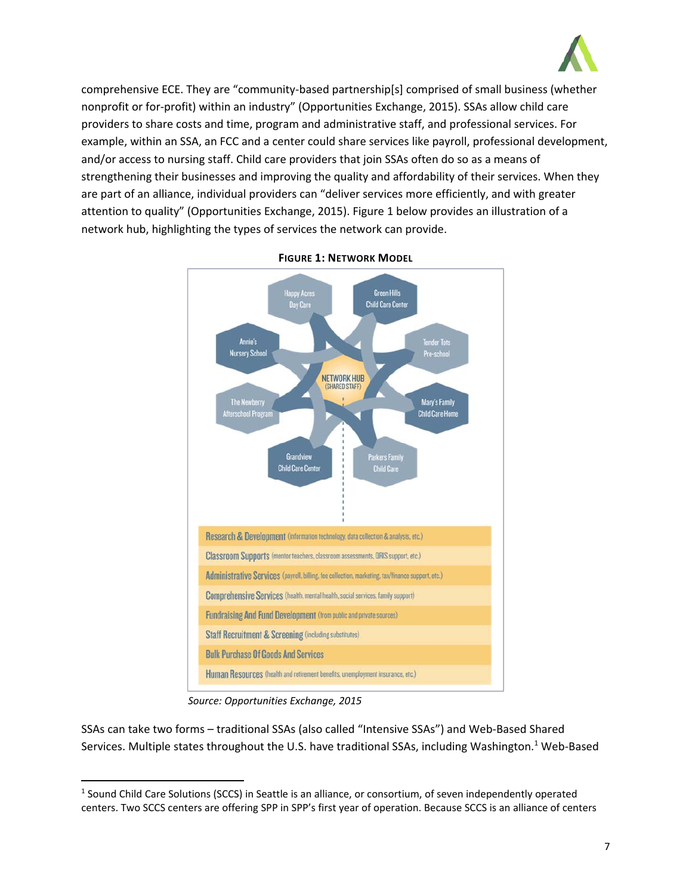comprehensive ECE. They are "community-based partnership[s] comprised of small business (whether nonprofit or for-profit) within an industry" (Opportunities Exchange, 2015). SSAs allow child care providers to share costs and time, program and administrative staff, and professional services. For example, within an SSA, an FCC and a center could share services like payroll, professional development, and/or access to nursing staff. Child care providers that join SSAs often do so as a means of strengthening their businesses and improving the quality and affordability of their services. When they are part of an alliance, individual providers can "deliver services more efficiently, and with greater attention to quality" (Opportunities Exchange, 2015). Figure 1 below provides an illustration of a network hub, highlighting the types of services the network can provide.

**FIGURE 1: NETWORK MODEL**

Happy Acres Day Care | Green Hills Child Care Center | Tender Tots Pre-school | Mary's Family Child Care Home | Parkers Family Child Care | Grandview Child Care Center | The Newberry Afterschool Program | Annie's Nursery School

NETWORK HUB (SHARED STAFF)

- Research & Development (information technology, data collection & analysis, etc.)
- Classroom Supports (mentor teachers, classroom assessments, QRIS support, etc.)
- Administrative Services (payroll, billing, fee collection, marketing, tax/finance support, etc.)
- Comprehensive Services (health, mental health, social services, family support)
- Fundraising And Fund Development (from public and private sources)
- Staff Recruitment & Screening (including substitutes)
- Bulk Purchase Of Goods And Services
- Human Resources (health and retirement benefits, unemployment insurance, etc.)

*Source: Opportunities Exchange, 2015*

SSAs can take two forms – traditional SSAs (also called "Intensive SSAs") and Web-Based Shared Services. Multiple states throughout the U.S. have traditional SSAs, including Washington.[1] Web-Based

---

[1] Sound Child Care Solutions (SCCS) in Seattle is an alliance, or consortium, of seven independently operated centers. Two SCCS centers are offering SPP in SPP's first year of operation. Because SCCS is an alliance of centers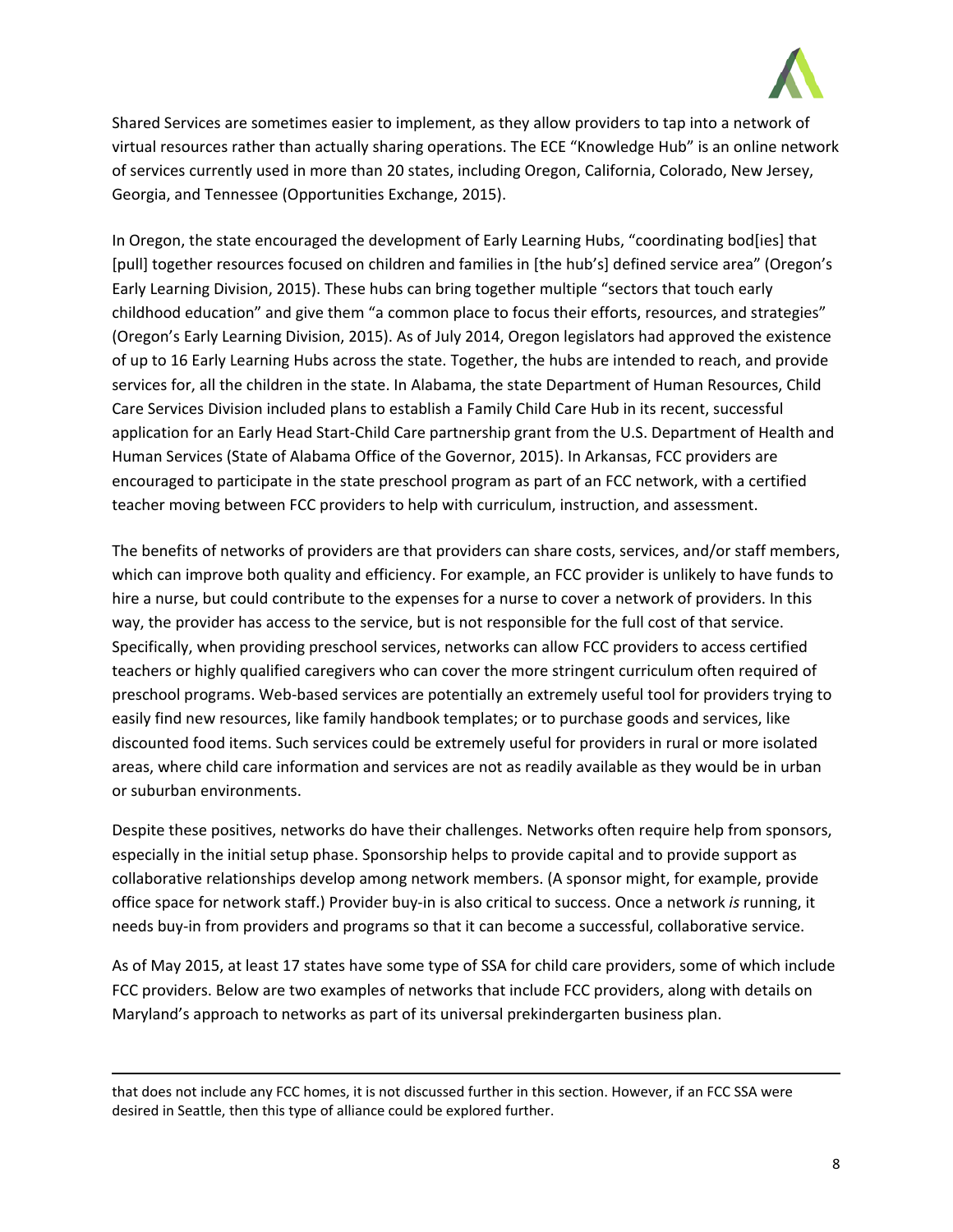Shared Services are sometimes easier to implement, as they allow providers to tap into a network of virtual resources rather than actually sharing operations. The ECE "Knowledge Hub" is an online network of services currently used in more than 20 states, including Oregon, California, Colorado, New Jersey, Georgia, and Tennessee (Opportunities Exchange, 2015).

In Oregon, the state encouraged the development of Early Learning Hubs, "coordinating bod[ies] that [pull] together resources focused on children and families in [the hub's] defined service area" (Oregon's Early Learning Division, 2015). These hubs can bring together multiple "sectors that touch early childhood education" and give them "a common place to focus their efforts, resources, and strategies" (Oregon's Early Learning Division, 2015). As of July 2014, Oregon legislators had approved the existence of up to 16 Early Learning Hubs across the state. Together, the hubs are intended to reach, and provide services for, all the children in the state. In Alabama, the state Department of Human Resources, Child Care Services Division included plans to establish a Family Child Care Hub in its recent, successful application for an Early Head Start-Child Care partnership grant from the U.S. Department of Health and Human Services (State of Alabama Office of the Governor, 2015). In Arkansas, FCC providers are encouraged to participate in the state preschool program as part of an FCC network, with a certified teacher moving between FCC providers to help with curriculum, instruction, and assessment.

The benefits of networks of providers are that providers can share costs, services, and/or staff members, which can improve both quality and efficiency. For example, an FCC provider is unlikely to have funds to hire a nurse, but could contribute to the expenses for a nurse to cover a network of providers. In this way, the provider has access to the service, but is not responsible for the full cost of that service. Specifically, when providing preschool services, networks can allow FCC providers to access certified teachers or highly qualified caregivers who can cover the more stringent curriculum often required of preschool programs. Web-based services are potentially an extremely useful tool for providers trying to easily find new resources, like family handbook templates; or to purchase goods and services, like discounted food items. Such services could be extremely useful for providers in rural or more isolated areas, where child care information and services are not as readily available as they would be in urban or suburban environments.

Despite these positives, networks do have their challenges. Networks often require help from sponsors, especially in the initial setup phase. Sponsorship helps to provide capital and to provide support as collaborative relationships develop among network members. (A sponsor might, for example, provide office space for network staff.) Provider buy-in is also critical to success. Once a network *is* running, it needs buy-in from providers and programs so that it can become a successful, collaborative service.

As of May 2015, at least 17 states have some type of SSA for child care providers, some of which include FCC providers. Below are two examples of networks that include FCC providers, along with details on Maryland's approach to networks as part of its universal prekindergarten business plan.

---

that does not include any FCC homes, it is not discussed further in this section. However, if an FCC SSA were desired in Seattle, then this type of alliance could be explored further.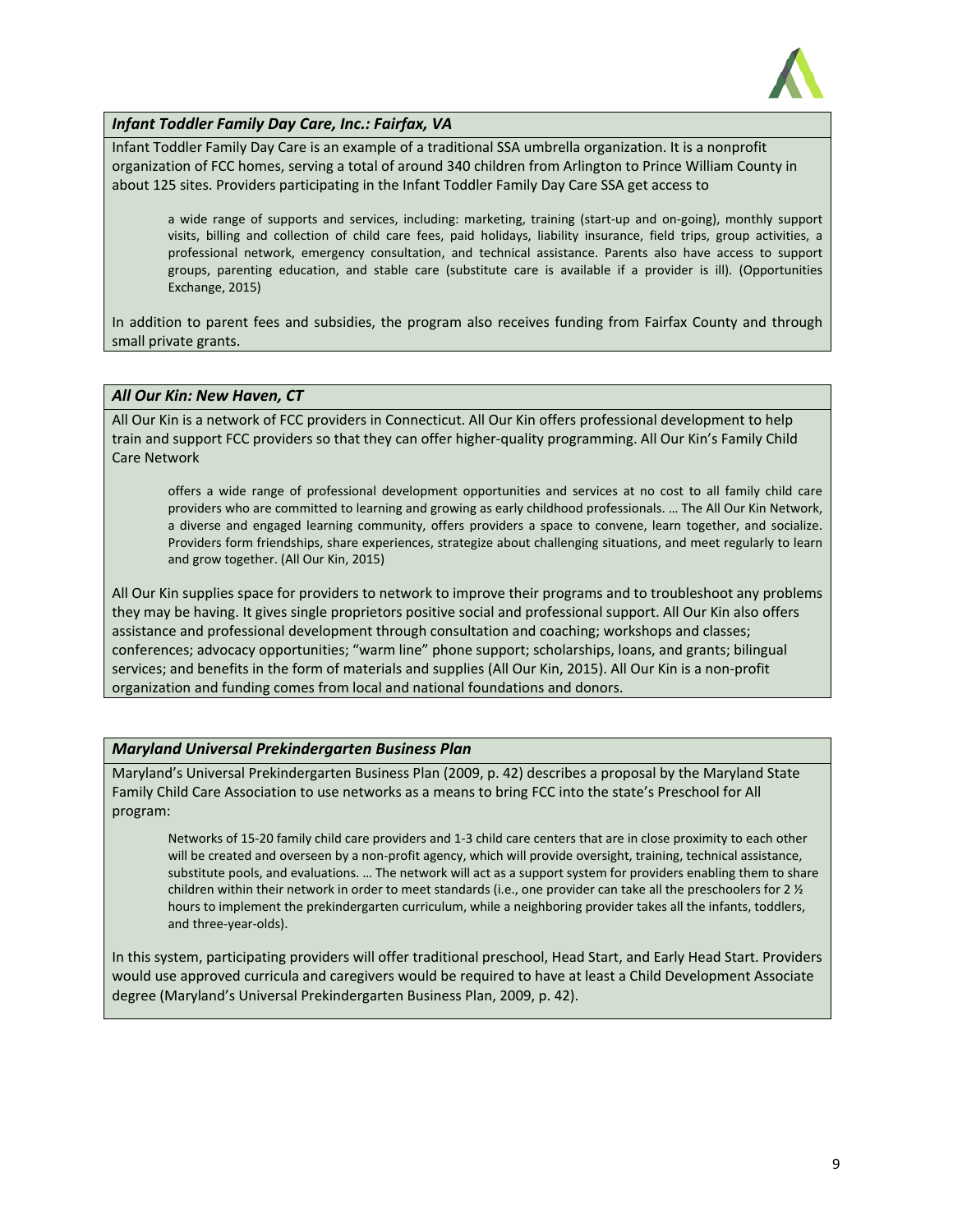***Infant Toddler Family Day Care, Inc.: Fairfax, VA***

Infant Toddler Family Day Care is an example of a traditional SSA umbrella organization. It is a nonprofit organization of FCC homes, serving a total of around 340 children from Arlington to Prince William County in about 125 sites. Providers participating in the Infant Toddler Family Day Care SSA get access to

> a wide range of supports and services, including: marketing, training (start-up and on-going), monthly support visits, billing and collection of child care fees, paid holidays, liability insurance, field trips, group activities, a professional network, emergency consultation, and technical assistance. Parents also have access to support groups, parenting education, and stable care (substitute care is available if a provider is ill). (Opportunities Exchange, 2015)

In addition to parent fees and subsidies, the program also receives funding from Fairfax County and through small private grants.

***All Our Kin: New Haven, CT***

All Our Kin is a network of FCC providers in Connecticut. All Our Kin offers professional development to help train and support FCC providers so that they can offer higher-quality programming. All Our Kin's Family Child Care Network

> offers a wide range of professional development opportunities and services at no cost to all family child care providers who are committed to learning and growing as early childhood professionals. … The All Our Kin Network, a diverse and engaged learning community, offers providers a space to convene, learn together, and socialize. Providers form friendships, share experiences, strategize about challenging situations, and meet regularly to learn and grow together. (All Our Kin, 2015)

All Our Kin supplies space for providers to network to improve their programs and to troubleshoot any problems they may be having. It gives single proprietors positive social and professional support. All Our Kin also offers assistance and professional development through consultation and coaching; workshops and classes; conferences; advocacy opportunities; "warm line" phone support; scholarships, loans, and grants; bilingual services; and benefits in the form of materials and supplies (All Our Kin, 2015). All Our Kin is a non-profit organization and funding comes from local and national foundations and donors.

***Maryland Universal Prekindergarten Business Plan***

Maryland's Universal Prekindergarten Business Plan (2009, p. 42) describes a proposal by the Maryland State Family Child Care Association to use networks as a means to bring FCC into the state's Preschool for All program:

> Networks of 15-20 family child care providers and 1-3 child care centers that are in close proximity to each other will be created and overseen by a non-profit agency, which will provide oversight, training, technical assistance, substitute pools, and evaluations. … The network will act as a support system for providers enabling them to share children within their network in order to meet standards (i.e., one provider can take all the preschoolers for 2 ½ hours to implement the prekindergarten curriculum, while a neighboring provider takes all the infants, toddlers, and three-year-olds).

In this system, participating providers will offer traditional preschool, Head Start, and Early Head Start. Providers would use approved curricula and caregivers would be required to have at least a Child Development Associate degree (Maryland's Universal Prekindergarten Business Plan, 2009, p. 42).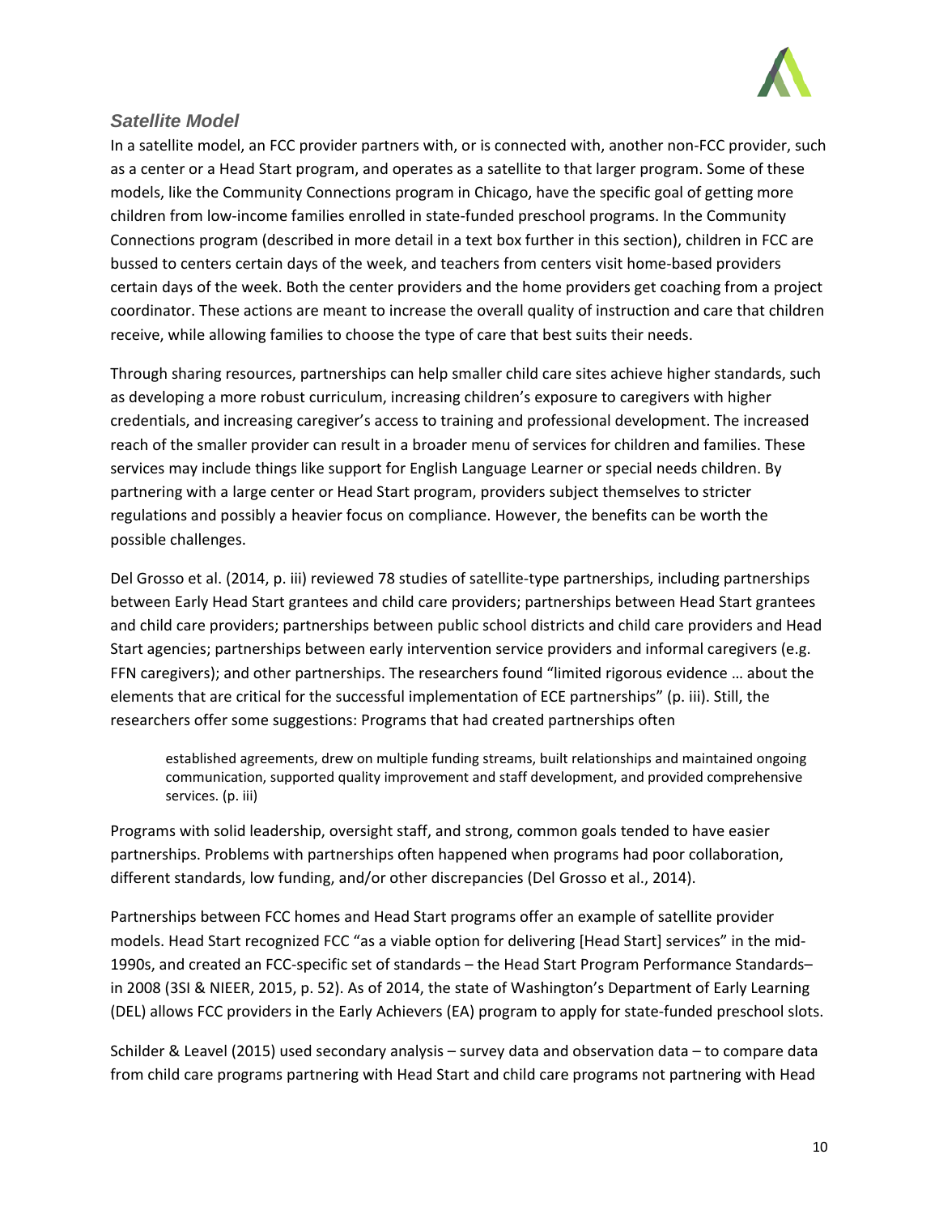### *Satellite Model*

In a satellite model, an FCC provider partners with, or is connected with, another non-FCC provider, such as a center or a Head Start program, and operates as a satellite to that larger program. Some of these models, like the Community Connections program in Chicago, have the specific goal of getting more children from low-income families enrolled in state-funded preschool programs. In the Community Connections program (described in more detail in a text box further in this section), children in FCC are bussed to centers certain days of the week, and teachers from centers visit home-based providers certain days of the week. Both the center providers and the home providers get coaching from a project coordinator. These actions are meant to increase the overall quality of instruction and care that children receive, while allowing families to choose the type of care that best suits their needs.

Through sharing resources, partnerships can help smaller child care sites achieve higher standards, such as developing a more robust curriculum, increasing children's exposure to caregivers with higher credentials, and increasing caregiver's access to training and professional development. The increased reach of the smaller provider can result in a broader menu of services for children and families. These services may include things like support for English Language Learner or special needs children. By partnering with a large center or Head Start program, providers subject themselves to stricter regulations and possibly a heavier focus on compliance. However, the benefits can be worth the possible challenges.

Del Grosso et al. (2014, p. iii) reviewed 78 studies of satellite-type partnerships, including partnerships between Early Head Start grantees and child care providers; partnerships between Head Start grantees and child care providers; partnerships between public school districts and child care providers and Head Start agencies; partnerships between early intervention service providers and informal caregivers (e.g. FFN caregivers); and other partnerships. The researchers found "limited rigorous evidence … about the elements that are critical for the successful implementation of ECE partnerships" (p. iii). Still, the researchers offer some suggestions: Programs that had created partnerships often

> established agreements, drew on multiple funding streams, built relationships and maintained ongoing communication, supported quality improvement and staff development, and provided comprehensive services. (p. iii)

Programs with solid leadership, oversight staff, and strong, common goals tended to have easier partnerships. Problems with partnerships often happened when programs had poor collaboration, different standards, low funding, and/or other discrepancies (Del Grosso et al., 2014).

Partnerships between FCC homes and Head Start programs offer an example of satellite provider models. Head Start recognized FCC "as a viable option for delivering [Head Start] services" in the mid-1990s, and created an FCC-specific set of standards – the Head Start Program Performance Standards– in 2008 (3SI & NIEER, 2015, p. 52). As of 2014, the state of Washington's Department of Early Learning (DEL) allows FCC providers in the Early Achievers (EA) program to apply for state-funded preschool slots.

Schilder & Leavel (2015) used secondary analysis – survey data and observation data – to compare data from child care programs partnering with Head Start and child care programs not partnering with Head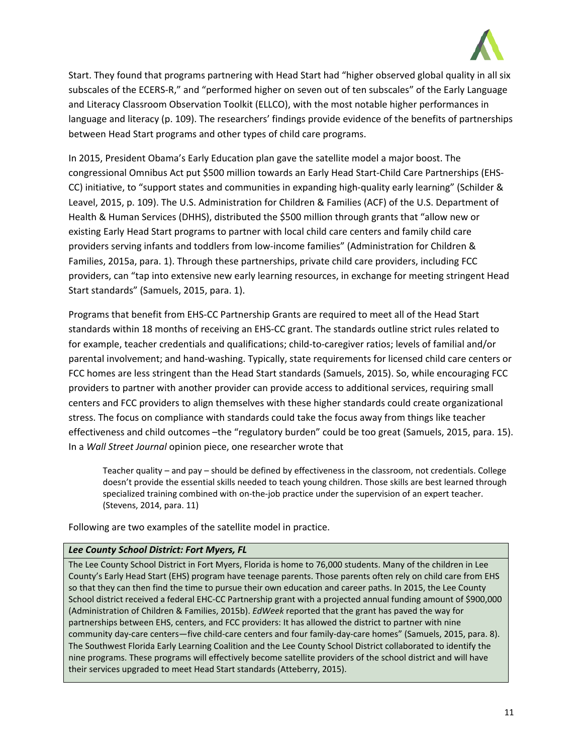Start. They found that programs partnering with Head Start had "higher observed global quality in all six subscales of the ECERS-R," and "performed higher on seven out of ten subscales" of the Early Language and Literacy Classroom Observation Toolkit (ELLCO), with the most notable higher performances in language and literacy (p. 109). The researchers' findings provide evidence of the benefits of partnerships between Head Start programs and other types of child care programs.

In 2015, President Obama's Early Education plan gave the satellite model a major boost. The congressional Omnibus Act put $500 million towards an Early Head Start-Child Care Partnerships (EHS-CC) initiative, to "support states and communities in expanding high-quality early learning" (Schilder & Leavel, 2015, p. 109). The U.S. Administration for Children & Families (ACF) of the U.S. Department of Health & Human Services (DHHS), distributed the $500 million through grants that "allow new or existing Early Head Start programs to partner with local child care centers and family child care providers serving infants and toddlers from low-income families" (Administration for Children & Families, 2015a, para. 1). Through these partnerships, private child care providers, including FCC providers, can "tap into extensive new early learning resources, in exchange for meeting stringent Head Start standards" (Samuels, 2015, para. 1).

Programs that benefit from EHS-CC Partnership Grants are required to meet all of the Head Start standards within 18 months of receiving an EHS-CC grant. The standards outline strict rules related to for example, teacher credentials and qualifications; child-to-caregiver ratios; levels of familial and/or parental involvement; and hand-washing. Typically, state requirements for licensed child care centers or FCC homes are less stringent than the Head Start standards (Samuels, 2015). So, while encouraging FCC providers to partner with another provider can provide access to additional services, requiring small centers and FCC providers to align themselves with these higher standards could create organizational stress. The focus on compliance with standards could take the focus away from things like teacher effectiveness and child outcomes –the "regulatory burden" could be too great (Samuels, 2015, para. 15). In a *Wall Street Journal* opinion piece, one researcher wrote that

> Teacher quality – and pay – should be defined by effectiveness in the classroom, not credentials. College doesn't provide the essential skills needed to teach young children. Those skills are best learned through specialized training combined with on-the-job practice under the supervision of an expert teacher. (Stevens, 2014, para. 11)

Following are two examples of the satellite model in practice.

***Lee County School District: Fort Myers, FL***

The Lee County School District in Fort Myers, Florida is home to 76,000 students. Many of the children in Lee County's Early Head Start (EHS) program have teenage parents. Those parents often rely on child care from EHS so that they can then find the time to pursue their own education and career paths. In 2015, the Lee County School district received a federal EHC-CC Partnership grant with a projected annual funding amount of $900,000 (Administration of Children & Families, 2015b). *EdWeek* reported that the grant has paved the way for partnerships between EHS, centers, and FCC providers: It has allowed the district to partner with nine community day-care centers—five child-care centers and four family-day-care homes" (Samuels, 2015, para. 8). The Southwest Florida Early Learning Coalition and the Lee County School District collaborated to identify the nine programs. These programs will effectively become satellite providers of the school district and will have their services upgraded to meet Head Start standards (Atteberry, 2015).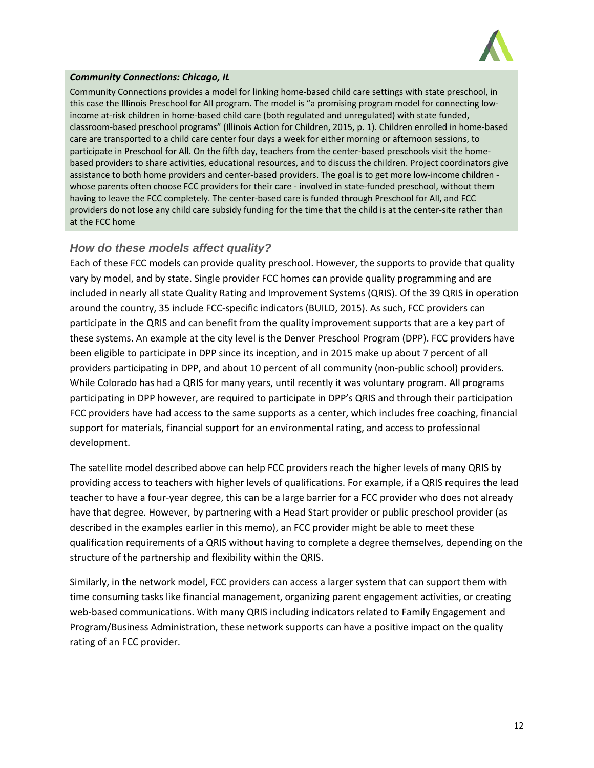***Community Connections: Chicago, IL***

Community Connections provides a model for linking home-based child care settings with state preschool, in this case the Illinois Preschool for All program. The model is "a promising program model for connecting low-income at-risk children in home-based child care (both regulated and unregulated) with state funded, classroom-based preschool programs" (Illinois Action for Children, 2015, p. 1). Children enrolled in home-based care are transported to a child care center four days a week for either morning or afternoon sessions, to participate in Preschool for All. On the fifth day, teachers from the center-based preschools visit the home-based providers to share activities, educational resources, and to discuss the children. Project coordinators give assistance to both home providers and center-based providers. The goal is to get more low-income children - whose parents often choose FCC providers for their care - involved in state-funded preschool, without them having to leave the FCC completely. The center-based care is funded through Preschool for All, and FCC providers do not lose any child care subsidy funding for the time that the child is at the center-site rather than at the FCC home

### *How do these models affect quality?*

Each of these FCC models can provide quality preschool. However, the supports to provide that quality vary by model, and by state. Single provider FCC homes can provide quality programming and are included in nearly all state Quality Rating and Improvement Systems (QRIS). Of the 39 QRIS in operation around the country, 35 include FCC-specific indicators (BUILD, 2015). As such, FCC providers can participate in the QRIS and can benefit from the quality improvement supports that are a key part of these systems. An example at the city level is the Denver Preschool Program (DPP). FCC providers have been eligible to participate in DPP since its inception, and in 2015 make up about 7 percent of all providers participating in DPP, and about 10 percent of all community (non-public school) providers. While Colorado has had a QRIS for many years, until recently it was voluntary program. All programs participating in DPP however, are required to participate in DPP's QRIS and through their participation FCC providers have had access to the same supports as a center, which includes free coaching, financial support for materials, financial support for an environmental rating, and access to professional development.

The satellite model described above can help FCC providers reach the higher levels of many QRIS by providing access to teachers with higher levels of qualifications. For example, if a QRIS requires the lead teacher to have a four-year degree, this can be a large barrier for a FCC provider who does not already have that degree. However, by partnering with a Head Start provider or public preschool provider (as described in the examples earlier in this memo), an FCC provider might be able to meet these qualification requirements of a QRIS without having to complete a degree themselves, depending on the structure of the partnership and flexibility within the QRIS.

Similarly, in the network model, FCC providers can access a larger system that can support them with time consuming tasks like financial management, organizing parent engagement activities, or creating web-based communications. With many QRIS including indicators related to Family Engagement and Program/Business Administration, these network supports can have a positive impact on the quality rating of an FCC provider.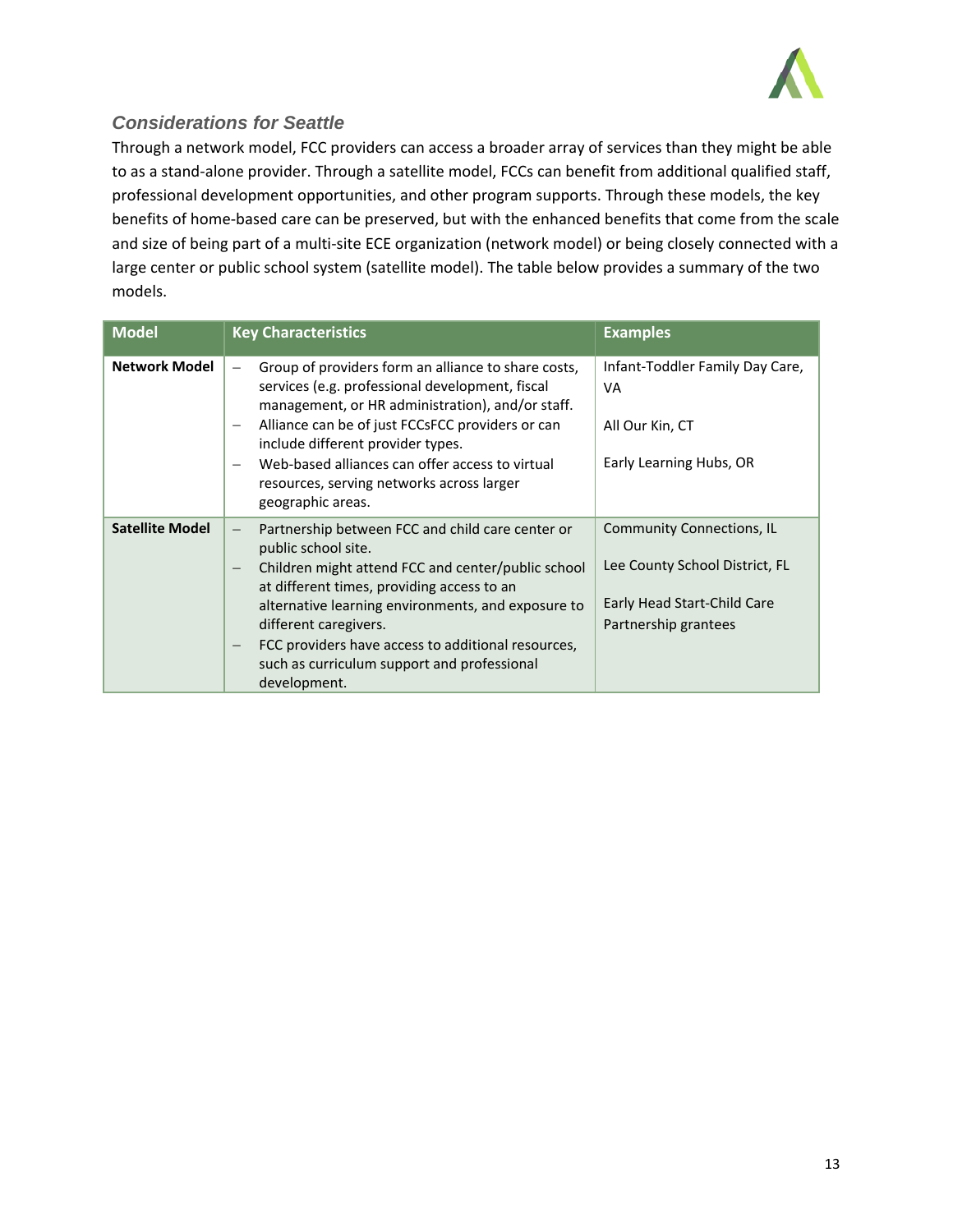### *Considerations for Seattle*

Through a network model, FCC providers can access a broader array of services than they might be able to as a stand-alone provider. Through a satellite model, FCCs can benefit from additional qualified staff, professional development opportunities, and other program supports. Through these models, the key benefits of home-based care can be preserved, but with the enhanced benefits that come from the scale and size of being part of a multi-site ECE organization (network model) or being closely connected with a large center or public school system (satellite model). The table below provides a summary of the two models.

| Model | Key Characteristics | Examples |
|---|---|---|
| **Network Model** | – Group of providers form an alliance to share costs, services (e.g. professional development, fiscal management, or HR administration), and/or staff.<br>– Alliance can be of just FCCsFCC providers or can include different provider types.<br>– Web-based alliances can offer access to virtual resources, serving networks across larger geographic areas. | Infant-Toddler Family Day Care, VA<br><br>All Our Kin, CT<br><br>Early Learning Hubs, OR |
| **Satellite Model** | – Partnership between FCC and child care center or public school site.<br>– Children might attend FCC and center/public school at different times, providing access to an alternative learning environments, and exposure to different caregivers.<br>– FCC providers have access to additional resources, such as curriculum support and professional development. | Community Connections, IL<br><br>Lee County School District, FL<br><br>Early Head Start-Child Care Partnership grantees |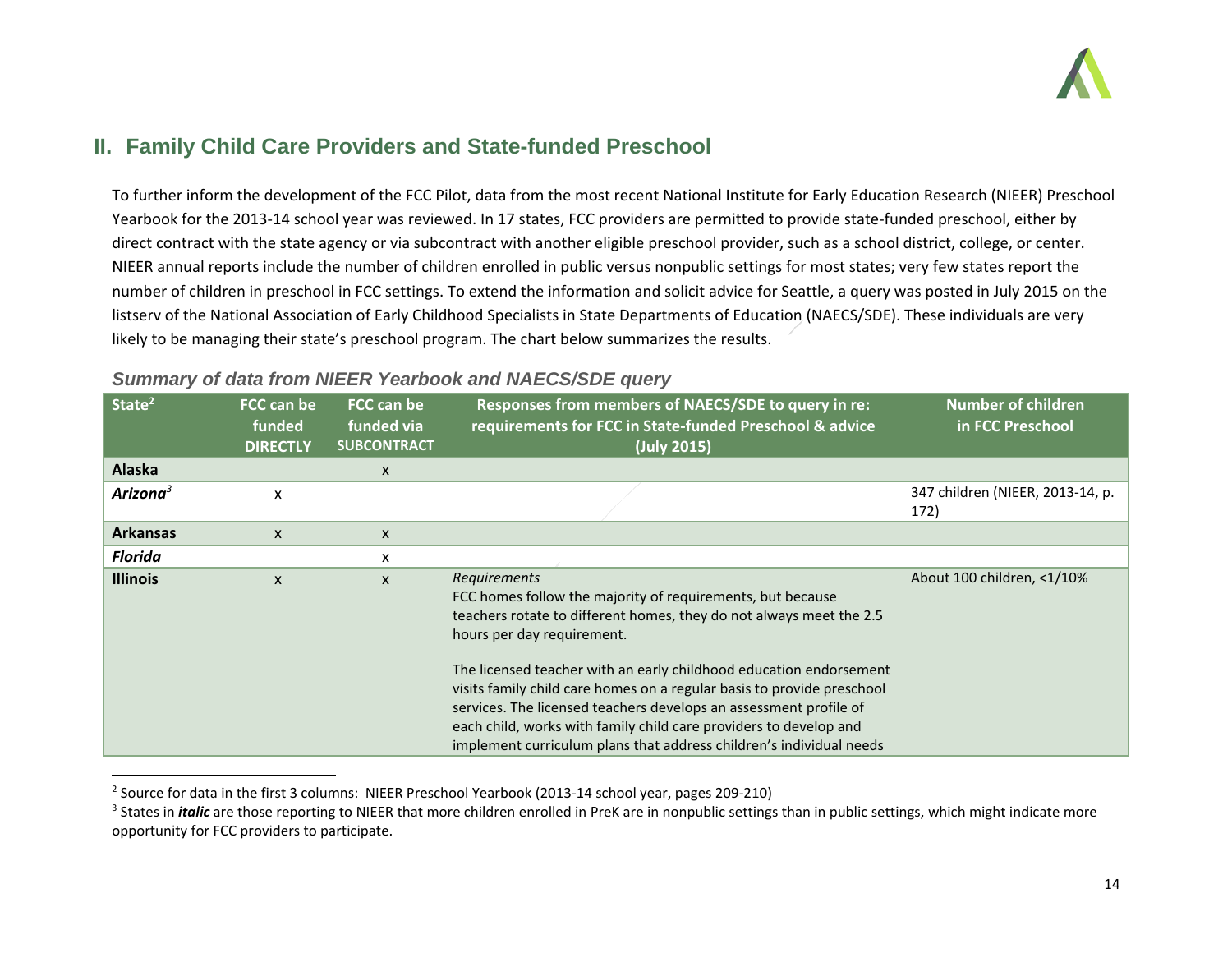## II. Family Child Care Providers and State-funded Preschool

To further inform the development of the FCC Pilot, data from the most recent National Institute for Early Education Research (NIEER) Preschool Yearbook for the 2013-14 school year was reviewed. In 17 states, FCC providers are permitted to provide state-funded preschool, either by direct contract with the state agency or via subcontract with another eligible preschool provider, such as a school district, college, or center. NIEER annual reports include the number of children enrolled in public versus nonpublic settings for most states; very few states report the number of children in preschool in FCC settings. To extend the information and solicit advice for Seattle, a query was posted in July 2015 on the listserv of the National Association of Early Childhood Specialists in State Departments of Education (NAECS/SDE). These individuals are very likely to be managing their state's preschool program. The chart below summarizes the results.

### *Summary of data from NIEER Yearbook and NAECS/SDE query*

| State[2] | FCC can be funded DIRECTLY | FCC can be funded via SUBCONTRACT | Responses from members of NAECS/SDE to query in re: requirements for FCC in State-funded Preschool & advice (July 2015) | Number of children in FCC Preschool |
|---|---|---|---|---|
| **Alaska** | | x | | |
| ***Arizona***[3] | x | | | 347 children (NIEER, 2013-14, p. 172) |
| **Arkansas** | x | x | | |
| ***Florida*** | | x | | |
| **Illinois** | x | x | *Requirements*<br>FCC homes follow the majority of requirements, but because teachers rotate to different homes, they do not always meet the 2.5 hours per day requirement.<br><br>The licensed teacher with an early childhood education endorsement visits family child care homes on a regular basis to provide preschool services. The licensed teachers develops an assessment profile of each child, works with family child care providers to develop and implement curriculum plans that address children's individual needs | About 100 children, <1/10% |

[2] Source for data in the first 3 columns: NIEER Preschool Yearbook (2013-14 school year, pages 209-210)

[3] States in ***italic*** are those reporting to NIEER that more children enrolled in PreK are in nonpublic settings than in public settings, which might indicate more opportunity for FCC providers to participate.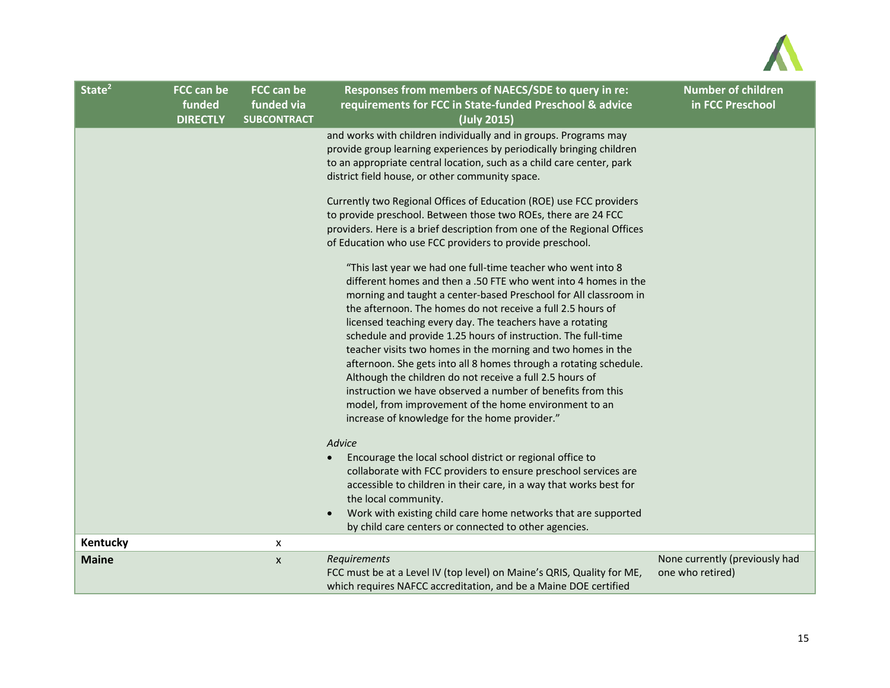| State[2] | FCC can be funded DIRECTLY | FCC can be funded via SUBCONTRACT | Responses from members of NAECS/SDE to query in re: requirements for FCC in State-funded Preschool & advice (July 2015) | Number of children in FCC Preschool |
|---|---|---|---|---|
| | | | and works with children individually and in groups. Programs may provide group learning experiences by periodically bringing children to an appropriate central location, such as a child care center, park district field house, or other community space.<br><br>Currently two Regional Offices of Education (ROE) use FCC providers to provide preschool. Between those two ROEs, there are 24 FCC providers. Here is a brief description from one of the Regional Offices of Education who use FCC providers to provide preschool.<br><br>"This last year we had one full-time teacher who went into 8 different homes and then a .50 FTE who went into 4 homes in the morning and taught a center-based Preschool for All classroom in the afternoon. The homes do not receive a full 2.5 hours of licensed teaching every day. The teachers have a rotating schedule and provide 1.25 hours of instruction. The full-time teacher visits two homes in the morning and two homes in the afternoon. She gets into all 8 homes through a rotating schedule. Although the children do not receive a full 2.5 hours of instruction we have observed a number of benefits from this model, from improvement of the home environment to an increase of knowledge for the home provider."<br><br>*Advice*<br>• Encourage the local school district or regional office to collaborate with FCC providers to ensure preschool services are accessible to children in their care, in a way that works best for the local community.<br>• Work with existing child care home networks that are supported by child care centers or connected to other agencies. | |
| **Kentucky** | | x | | |
| **Maine** | | x | *Requirements*<br>FCC must be at a Level IV (top level) on Maine's QRIS, Quality for ME, which requires NAFCC accreditation, and be a Maine DOE certified | None currently (previously had one who retired) |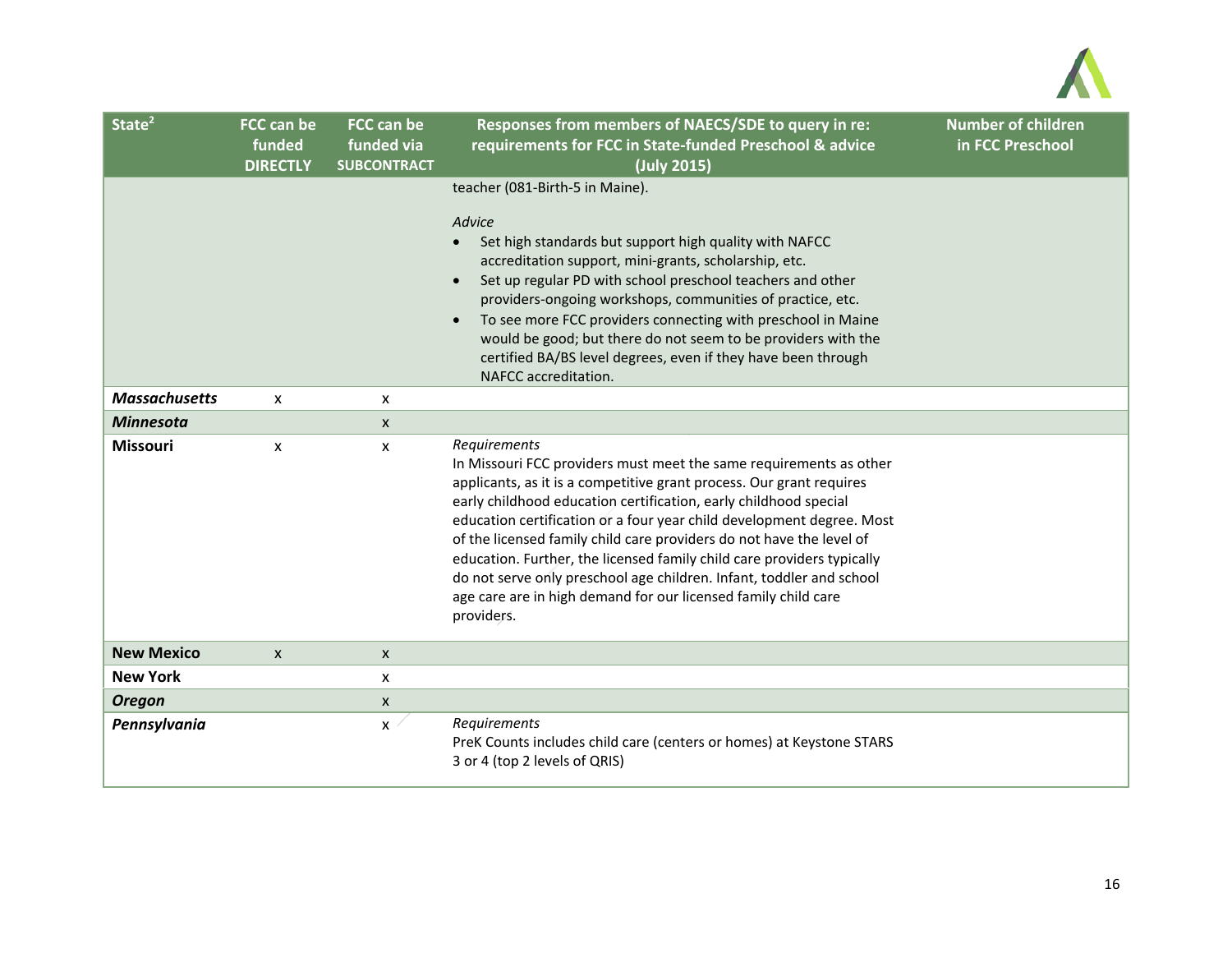| State[2] | FCC can be funded DIRECTLY | FCC can be funded via SUBCONTRACT | Responses from members of NAECS/SDE to query in re: requirements for FCC in State-funded Preschool & advice (July 2015) | Number of children in FCC Preschool |
|---|---|---|---|---|
| | | | teacher (081-Birth-5 in Maine).<br><br>*Advice*<br>• Set high standards but support high quality with NAFCC accreditation support, mini-grants, scholarship, etc.<br>• Set up regular PD with school preschool teachers and other providers-ongoing workshops, communities of practice, etc.<br>• To see more FCC providers connecting with preschool in Maine would be good; but there do not seem to be providers with the certified BA/BS level degrees, even if they have been through NAFCC accreditation. | |
| ***Massachusetts*** | x | x | | |
| ***Minnesota*** | | x | | |
| **Missouri** | x | x | *Requirements*<br>In Missouri FCC providers must meet the same requirements as other applicants, as it is a competitive grant process. Our grant requires early childhood education certification, early childhood special education certification or a four year child development degree. Most of the licensed family child care providers do not have the level of education. Further, the licensed family child care providers typically do not serve only preschool age children. Infant, toddler and school age care are in high demand for our licensed family child care providers. | |
| **New Mexico** | x | x | | |
| **New York** | | x | | |
| ***Oregon*** | | x | | |
| ***Pennsylvania*** | | x | *Requirements*<br>PreK Counts includes child care (centers or homes) at Keystone STARS 3 or 4 (top 2 levels of QRIS) | |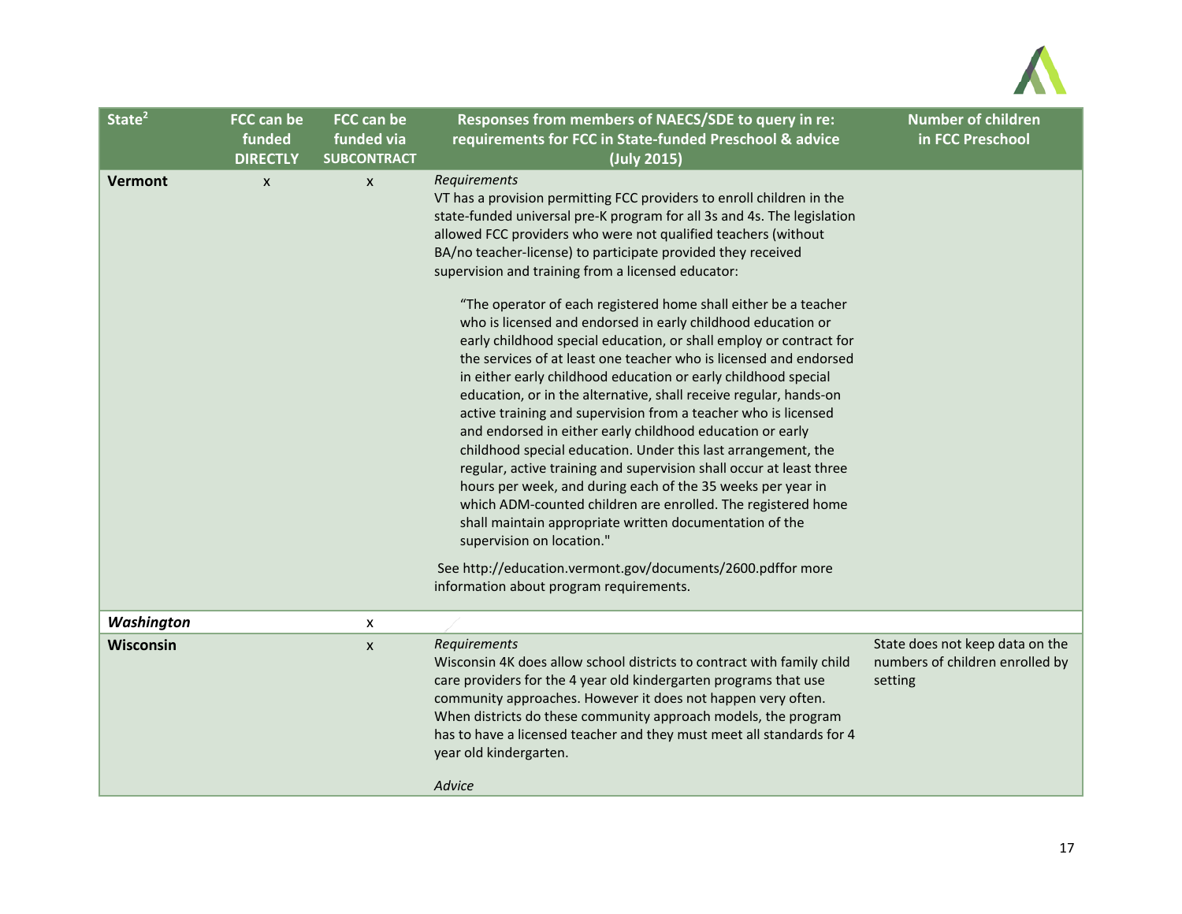| State[2] | FCC can be funded DIRECTLY | FCC can be funded via SUBCONTRACT | Responses from members of NAECS/SDE to query in re: requirements for FCC in State-funded Preschool & advice (July 2015) | Number of children in FCC Preschool |
|---|---|---|---|---|
| **Vermont** | x | x | *Requirements*<br>VT has a provision permitting FCC providers to enroll children in the state-funded universal pre-K program for all 3s and 4s. The legislation allowed FCC providers who were not qualified teachers (without BA/no teacher-license) to participate provided they received supervision and training from a licensed educator:<br><br>"The operator of each registered home shall either be a teacher who is licensed and endorsed in early childhood education or early childhood special education, or shall employ or contract for the services of at least one teacher who is licensed and endorsed in either early childhood education or early childhood special education, or in the alternative, shall receive regular, hands-on active training and supervision from a teacher who is licensed and endorsed in either early childhood education or early childhood special education. Under this last arrangement, the regular, active training and supervision shall occur at least three hours per week, and during each of the 35 weeks per year in which ADM-counted children are enrolled. The registered home shall maintain appropriate written documentation of the supervision on location."<br><br>See http://education.vermont.gov/documents/2600.pdffor more information about program requirements. | |
| ***Washington*** | | x | | |
| **Wisconsin** | | x | *Requirements*<br>Wisconsin 4K does allow school districts to contract with family child care providers for the 4 year old kindergarten programs that use community approaches. However it does not happen very often. When districts do these community approach models, the program has to have a licensed teacher and they must meet all standards for 4 year old kindergarten.<br><br>*Advice* | State does not keep data on the numbers of children enrolled by setting |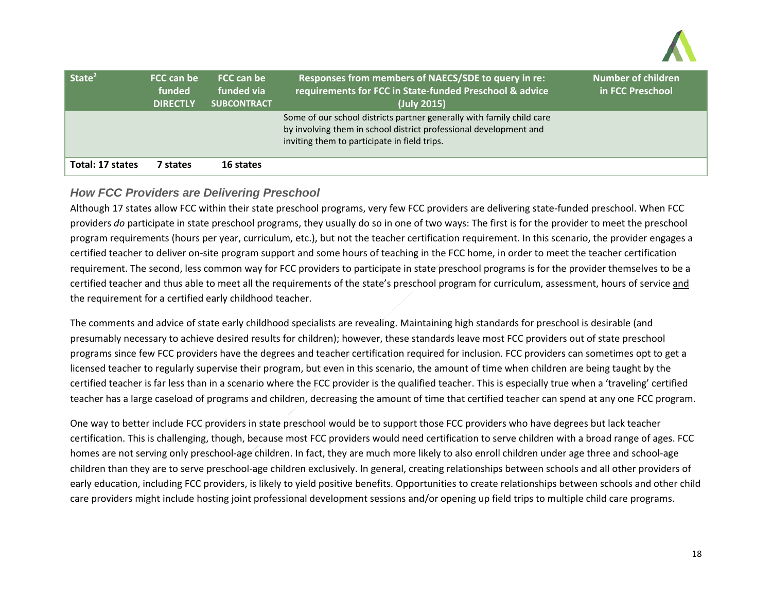| State[2] | FCC can be funded DIRECTLY | FCC can be funded via SUBCONTRACT | Responses from members of NAECS/SDE to query in re: requirements for FCC in State-funded Preschool & advice (July 2015) | Number of children in FCC Preschool |
|---|---|---|---|---|
| | | | Some of our school districts partner generally with family child care by involving them in school district professional development and inviting them to participate in field trips. | |
| **Total: 17 states** | **7 states** | **16 states** | | |

### *How FCC Providers are Delivering Preschool*

Although 17 states allow FCC within their state preschool programs, very few FCC providers are delivering state-funded preschool. When FCC providers *do* participate in state preschool programs, they usually do so in one of two ways: The first is for the provider to meet the preschool program requirements (hours per year, curriculum, etc.), but not the teacher certification requirement. In this scenario, the provider engages a certified teacher to deliver on-site program support and some hours of teaching in the FCC home, in order to meet the teacher certification requirement. The second, less common way for FCC providers to participate in state preschool programs is for the provider themselves to be a certified teacher and thus able to meet all the requirements of the state's preschool program for curriculum, assessment, hours of service <u>and</u> the requirement for a certified early childhood teacher.

The comments and advice of state early childhood specialists are revealing. Maintaining high standards for preschool is desirable (and presumably necessary to achieve desired results for children); however, these standards leave most FCC providers out of state preschool programs since few FCC providers have the degrees and teacher certification required for inclusion. FCC providers can sometimes opt to get a licensed teacher to regularly supervise their program, but even in this scenario, the amount of time when children are being taught by the certified teacher is far less than in a scenario where the FCC provider is the qualified teacher. This is especially true when a 'traveling' certified teacher has a large caseload of programs and children, decreasing the amount of time that certified teacher can spend at any one FCC program.

One way to better include FCC providers in state preschool would be to support those FCC providers who have degrees but lack teacher certification. This is challenging, though, because most FCC providers would need certification to serve children with a broad range of ages. FCC homes are not serving only preschool-age children. In fact, they are much more likely to also enroll children under age three and school-age children than they are to serve preschool-age children exclusively. In general, creating relationships between schools and all other providers of early education, including FCC providers, is likely to yield positive benefits. Opportunities to create relationships between schools and other child care providers might include hosting joint professional development sessions and/or opening up field trips to multiple child care programs.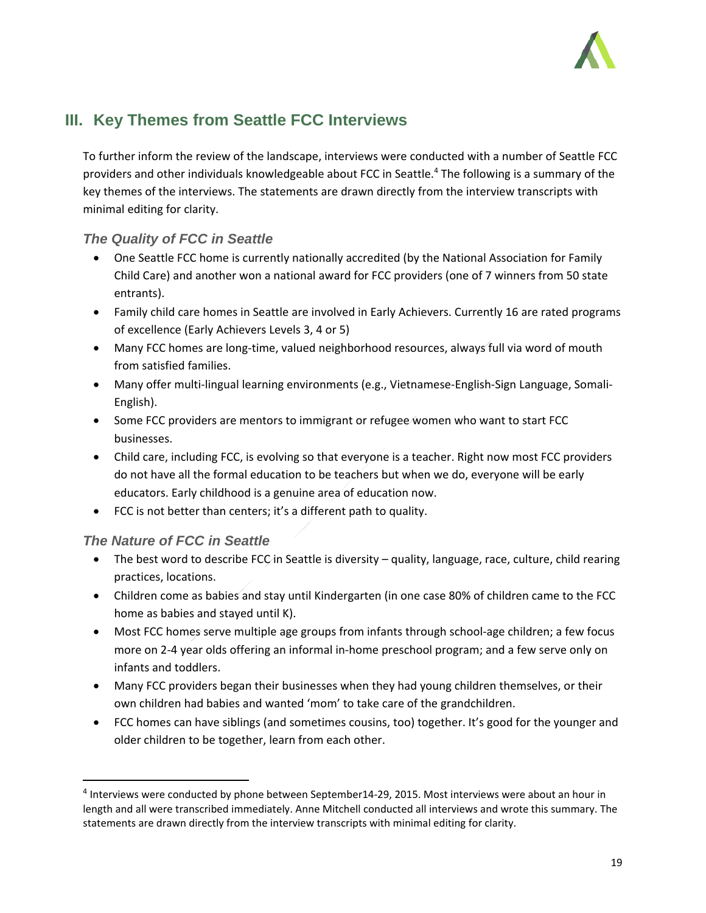## III. Key Themes from Seattle FCC Interviews

To further inform the review of the landscape, interviews were conducted with a number of Seattle FCC providers and other individuals knowledgeable about FCC in Seattle.[4] The following is a summary of the key themes of the interviews. The statements are drawn directly from the interview transcripts with minimal editing for clarity.

### *The Quality of FCC in Seattle*

- One Seattle FCC home is currently nationally accredited (by the National Association for Family Child Care) and another won a national award for FCC providers (one of 7 winners from 50 state entrants).
- Family child care homes in Seattle are involved in Early Achievers. Currently 16 are rated programs of excellence (Early Achievers Levels 3, 4 or 5)
- Many FCC homes are long-time, valued neighborhood resources, always full via word of mouth from satisfied families.
- Many offer multi-lingual learning environments (e.g., Vietnamese-English-Sign Language, Somali-English).
- Some FCC providers are mentors to immigrant or refugee women who want to start FCC businesses.
- Child care, including FCC, is evolving so that everyone is a teacher. Right now most FCC providers do not have all the formal education to be teachers but when we do, everyone will be early educators. Early childhood is a genuine area of education now.
- FCC is not better than centers; it's a different path to quality.

### *The Nature of FCC in Seattle*

- The best word to describe FCC in Seattle is diversity – quality, language, race, culture, child rearing practices, locations.
- Children come as babies and stay until Kindergarten (in one case 80% of children came to the FCC home as babies and stayed until K).
- Most FCC homes serve multiple age groups from infants through school-age children; a few focus more on 2-4 year olds offering an informal in-home preschool program; and a few serve only on infants and toddlers.
- Many FCC providers began their businesses when they had young children themselves, or their own children had babies and wanted 'mom' to take care of the grandchildren.
- FCC homes can have siblings (and sometimes cousins, too) together. It's good for the younger and older children to be together, learn from each other.

---

[4] Interviews were conducted by phone between September14-29, 2015. Most interviews were about an hour in length and all were transcribed immediately. Anne Mitchell conducted all interviews and wrote this summary. The statements are drawn directly from the interview transcripts with minimal editing for clarity.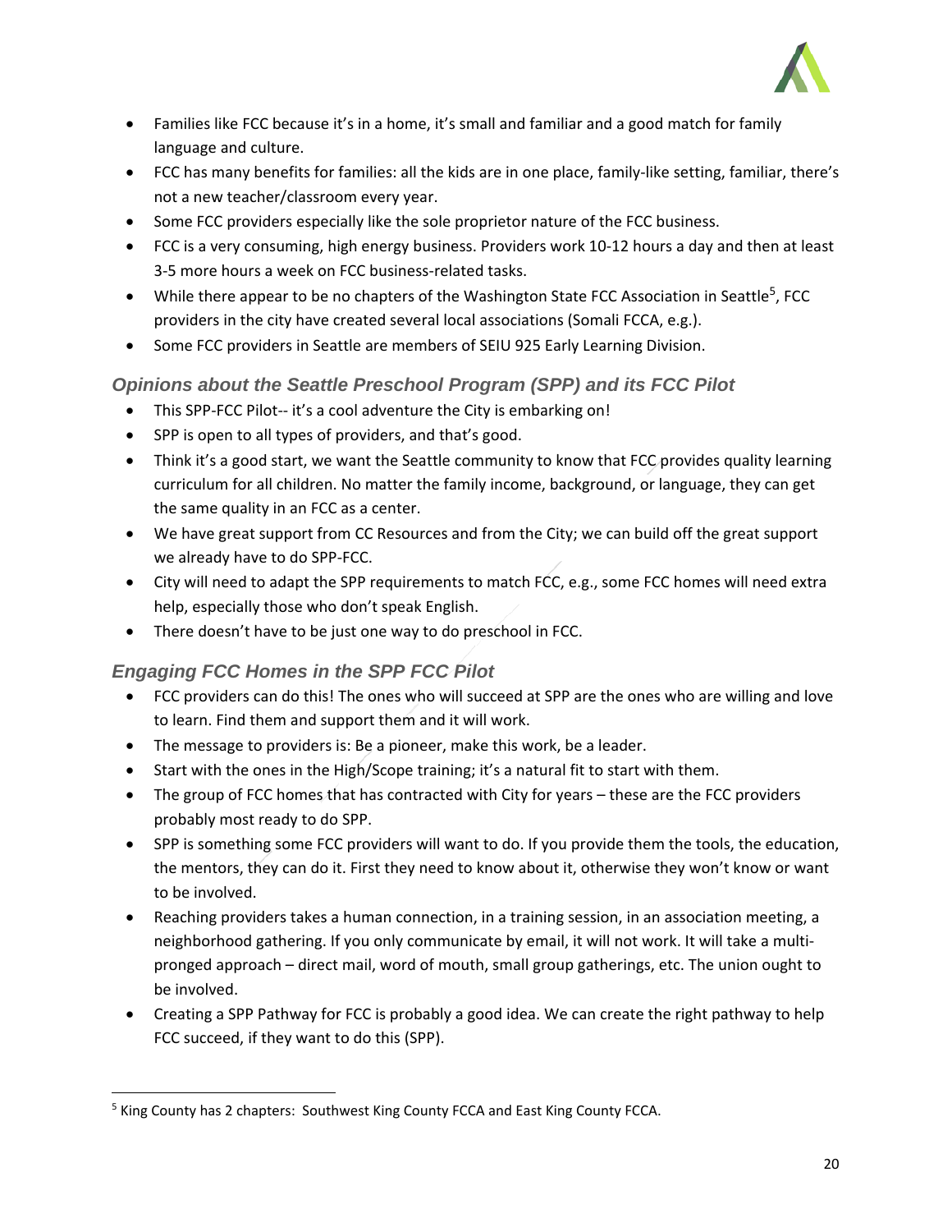- Families like FCC because it's in a home, it's small and familiar and a good match for family language and culture.
- FCC has many benefits for families: all the kids are in one place, family-like setting, familiar, there's not a new teacher/classroom every year.
- Some FCC providers especially like the sole proprietor nature of the FCC business.
- FCC is a very consuming, high energy business. Providers work 10-12 hours a day and then at least 3-5 more hours a week on FCC business-related tasks.
- While there appear to be no chapters of the Washington State FCC Association in Seattle[5], FCC providers in the city have created several local associations (Somali FCCA, e.g.).
- Some FCC providers in Seattle are members of SEIU 925 Early Learning Division.

### *Opinions about the Seattle Preschool Program (SPP) and its FCC Pilot*

- This SPP-FCC Pilot-- it's a cool adventure the City is embarking on!
- SPP is open to all types of providers, and that's good.
- Think it's a good start, we want the Seattle community to know that FCC provides quality learning curriculum for all children. No matter the family income, background, or language, they can get the same quality in an FCC as a center.
- We have great support from CC Resources and from the City; we can build off the great support we already have to do SPP-FCC.
- City will need to adapt the SPP requirements to match FCC, e.g., some FCC homes will need extra help, especially those who don't speak English.
- There doesn't have to be just one way to do preschool in FCC.

### *Engaging FCC Homes in the SPP FCC Pilot*

- FCC providers can do this! The ones who will succeed at SPP are the ones who are willing and love to learn. Find them and support them and it will work.
- The message to providers is: Be a pioneer, make this work, be a leader.
- Start with the ones in the High/Scope training; it's a natural fit to start with them.
- The group of FCC homes that has contracted with City for years – these are the FCC providers probably most ready to do SPP.
- SPP is something some FCC providers will want to do. If you provide them the tools, the education, the mentors, they can do it. First they need to know about it, otherwise they won't know or want to be involved.
- Reaching providers takes a human connection, in a training session, in an association meeting, a neighborhood gathering. If you only communicate by email, it will not work. It will take a multi-pronged approach – direct mail, word of mouth, small group gatherings, etc. The union ought to be involved.
- Creating a SPP Pathway for FCC is probably a good idea. We can create the right pathway to help FCC succeed, if they want to do this (SPP).

---

[5] King County has 2 chapters: Southwest King County FCCA and East King County FCCA.